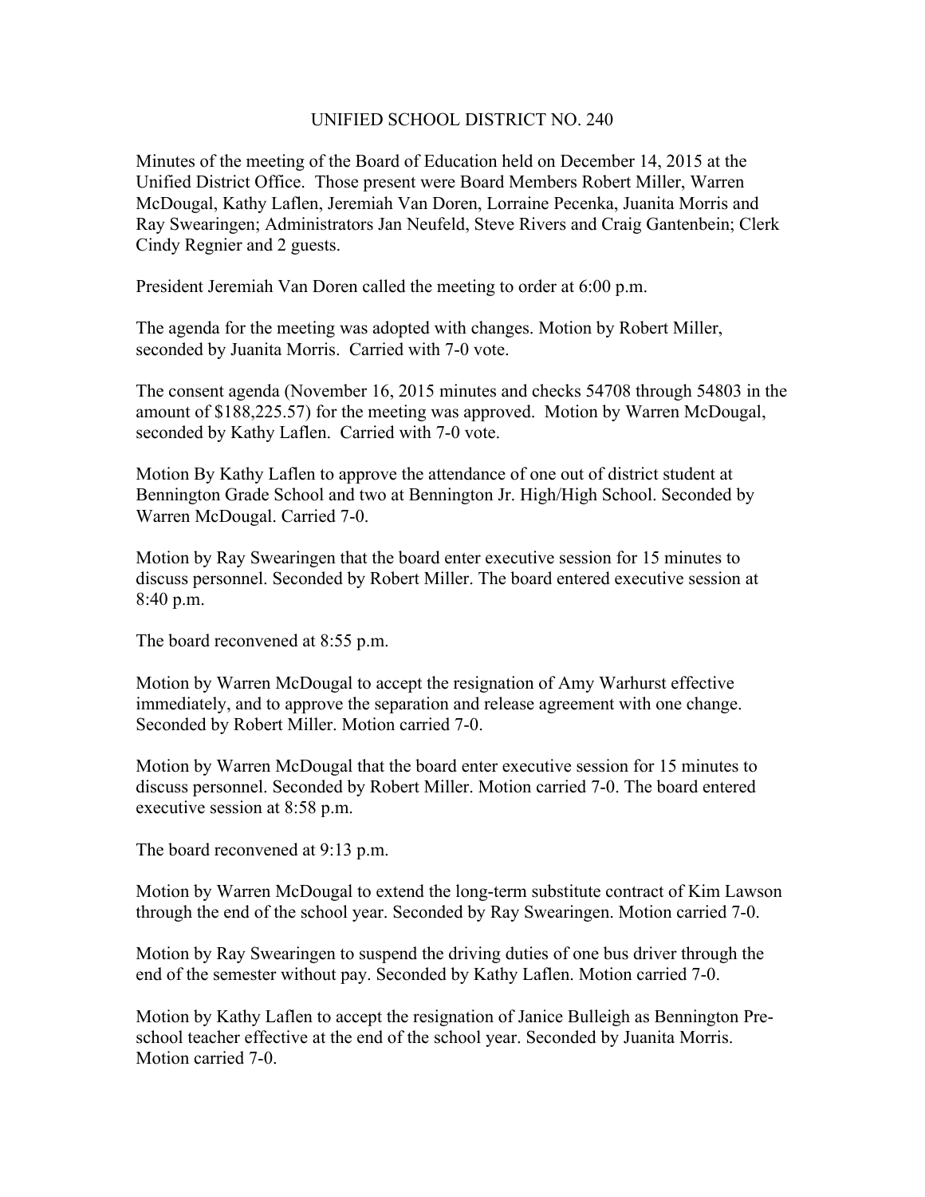# UNIFIED SCHOOL DISTRICT NO. 240

Minutes of the meeting of the Board of Education held on December 14, 2015 at the Unified District Office. Those present were Board Members Robert Miller, Warren McDougal, Kathy Laflen, Jeremiah Van Doren, Lorraine Pecenka, Juanita Morris and Ray Swearingen; Administrators Jan Neufeld, Steve Rivers and Craig Gantenbein; Clerk Cindy Regnier and 2 guests.

President Jeremiah Van Doren called the meeting to order at 6:00 p.m.

The agenda for the meeting was adopted with changes. Motion by Robert Miller, seconded by Juanita Morris. Carried with 7-0 vote.

The consent agenda (November 16, 2015 minutes and checks 54708 through 54803 in the amount of $188,225.57) for the meeting was approved. Motion by Warren McDougal, seconded by Kathy Laflen. Carried with 7-0 vote.

Motion By Kathy Laflen to approve the attendance of one out of district student at Bennington Grade School and two at Bennington Jr. High/High School. Seconded by Warren McDougal. Carried 7-0.

Motion by Ray Swearingen that the board enter executive session for 15 minutes to discuss personnel. Seconded by Robert Miller. The board entered executive session at 8:40 p.m.

The board reconvened at 8:55 p.m.

Motion by Warren McDougal to accept the resignation of Amy Warhurst effective immediately, and to approve the separation and release agreement with one change. Seconded by Robert Miller. Motion carried 7-0.

Motion by Warren McDougal that the board enter executive session for 15 minutes to discuss personnel. Seconded by Robert Miller. Motion carried 7-0. The board entered executive session at 8:58 p.m.

The board reconvened at 9:13 p.m.

Motion by Warren McDougal to extend the long-term substitute contract of Kim Lawson through the end of the school year. Seconded by Ray Swearingen. Motion carried 7-0.

Motion by Ray Swearingen to suspend the driving duties of one bus driver through the end of the semester without pay. Seconded by Kathy Laflen. Motion carried 7-0.

Motion by Kathy Laflen to accept the resignation of Janice Bulleigh as Bennington Pre-school teacher effective at the end of the school year. Seconded by Juanita Morris. Motion carried 7-0.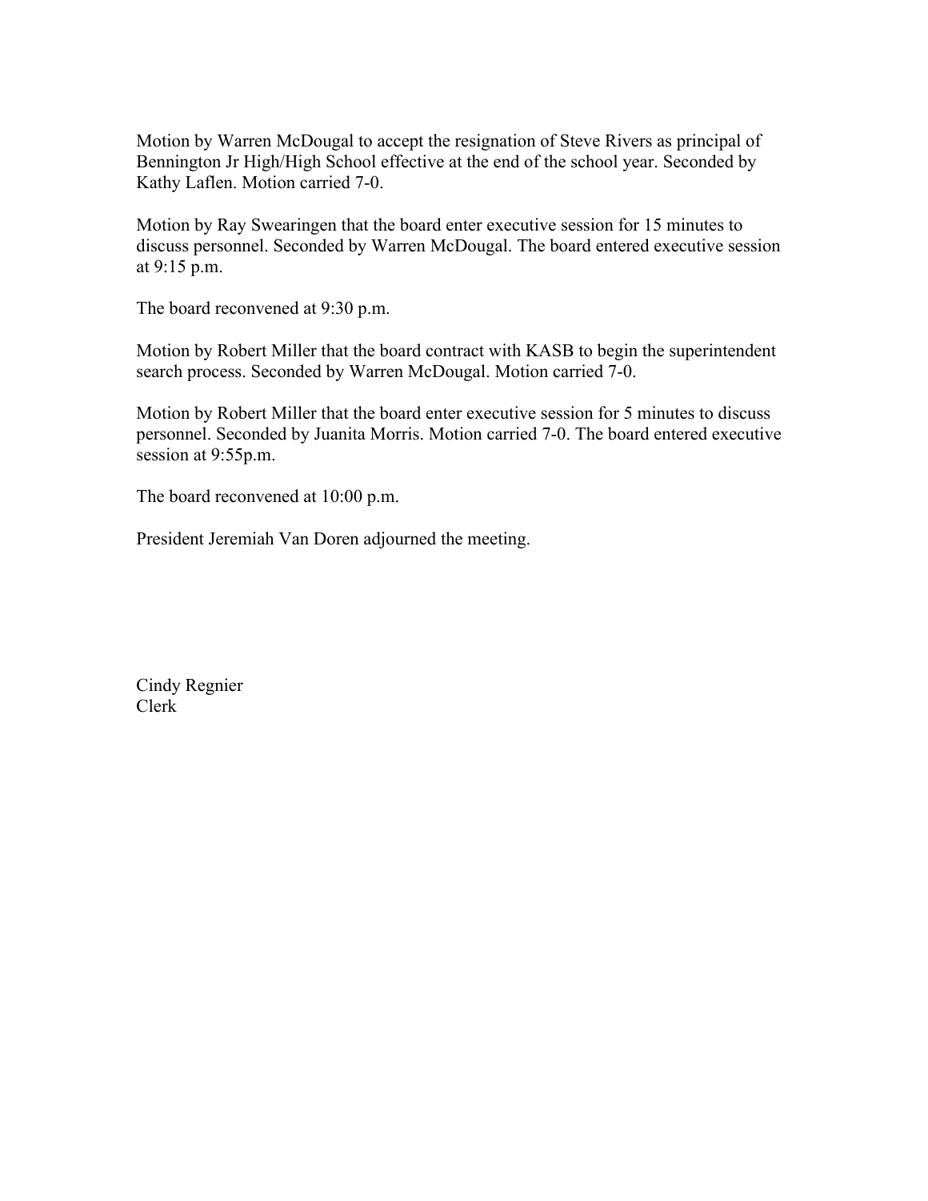Motion by Warren McDougal to accept the resignation of Steve Rivers as principal of Bennington Jr High/High School effective at the end of the school year. Seconded by Kathy Laflen. Motion carried 7-0.

Motion by Ray Swearingen that the board enter executive session for 15 minutes to discuss personnel. Seconded by Warren McDougal. The board entered executive session at 9:15 p.m.

The board reconvened at 9:30 p.m.

Motion by Robert Miller that the board contract with KASB to begin the superintendent search process. Seconded by Warren McDougal. Motion carried 7-0.

Motion by Robert Miller that the board enter executive session for 5 minutes to discuss personnel. Seconded by Juanita Morris. Motion carried 7-0. The board entered executive session at 9:55p.m.

The board reconvened at 10:00 p.m.

President Jeremiah Van Doren adjourned the meeting.

Cindy Regnier
Clerk